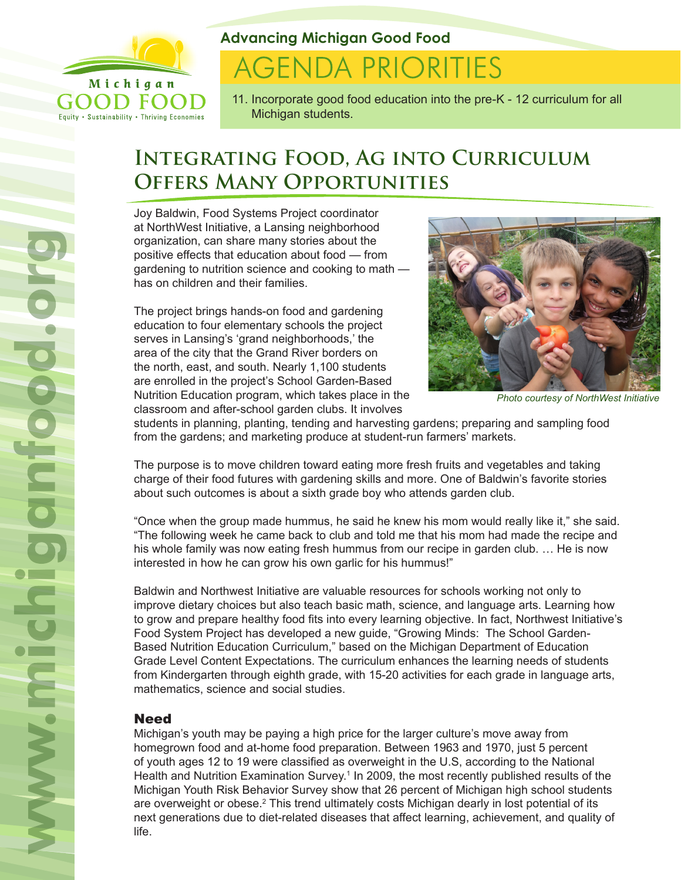Advancing Michigan Good Food

# AGENDA PRIORITIES

11. Incorporate good food education into the pre-K - 12 curriculum for all Michigan students.

## Integrating Food, Ag into Curriculum Offers Many Opportunities

Joy Baldwin, Food Systems Project coordinator at NorthWest Initiative, a Lansing neighborhood organization, can share many stories about the positive effects that education about food — from gardening to nutrition science and cooking to math — has on children and their families.

The project brings hands-on food and gardening education to four elementary schools the project serves in Lansing's 'grand neighborhoods,' the area of the city that the Grand River borders on the north, east, and south. Nearly 1,100 students are enrolled in the project's School Garden-Based Nutrition Education program, which takes place in the classroom and after-school garden clubs. It involves students in planning, planting, tending and harvesting gardens; preparing and sampling food from the gardens; and marketing produce at student-run farmers' markets.

*Photo courtesy of NorthWest Initiative*

The purpose is to move children toward eating more fresh fruits and vegetables and taking charge of their food futures with gardening skills and more. One of Baldwin's favorite stories about such outcomes is about a sixth grade boy who attends garden club.

"Once when the group made hummus, he said he knew his mom would really like it," she said. "The following week he came back to club and told me that his mom had made the recipe and his whole family was now eating fresh hummus from our recipe in garden club. … He is now interested in how he can grow his own garlic for his hummus!"

Baldwin and Northwest Initiative are valuable resources for schools working not only to improve dietary choices but also teach basic math, science, and language arts. Learning how to grow and prepare healthy food fits into every learning objective. In fact, Northwest Initiative's Food System Project has developed a new guide, "Growing Minds: The School Garden-Based Nutrition Education Curriculum," based on the Michigan Department of Education Grade Level Content Expectations. The curriculum enhances the learning needs of students from Kindergarten through eighth grade, with 15-20 activities for each grade in language arts, mathematics, science and social studies.

### Need

Michigan's youth may be paying a high price for the larger culture's move away from homegrown food and at-home food preparation. Between 1963 and 1970, just 5 percent of youth ages 12 to 19 were classified as overweight in the U.S, according to the National Health and Nutrition Examination Survey.[1] In 2009, the most recently published results of the Michigan Youth Risk Behavior Survey show that 26 percent of Michigan high school students are overweight or obese.[2] This trend ultimately costs Michigan dearly in lost potential of its next generations due to diet-related diseases that affect learning, achievement, and quality of life.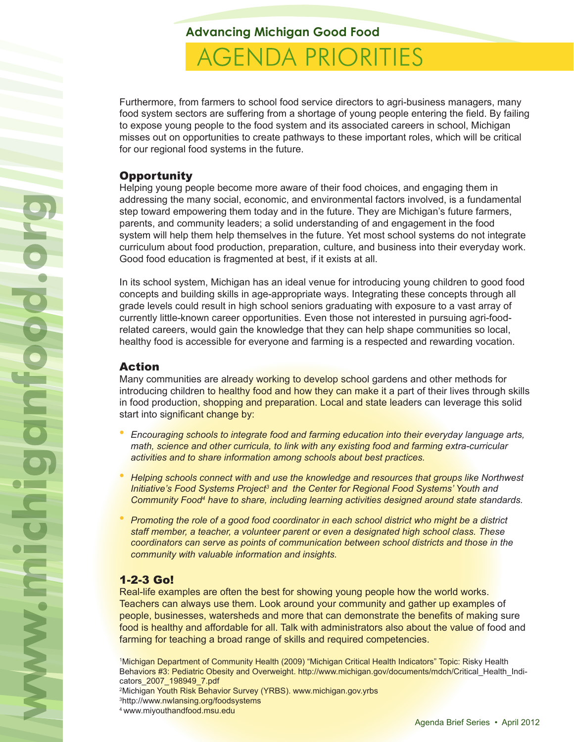## Advancing Michigan Good Food

# AGENDA PRIORITIES

Furthermore, from farmers to school food service directors to agri-business managers, many food system sectors are suffering from a shortage of young people entering the field. By failing to expose young people to the food system and its associated careers in school, Michigan misses out on opportunities to create pathways to these important roles, which will be critical for our regional food systems in the future.

### Opportunity

Helping young people become more aware of their food choices, and engaging them in addressing the many social, economic, and environmental factors involved, is a fundamental step toward empowering them today and in the future. They are Michigan's future farmers, parents, and community leaders; a solid understanding of and engagement in the food system will help them help themselves in the future. Yet most school systems do not integrate curriculum about food production, preparation, culture, and business into their everyday work. Good food education is fragmented at best, if it exists at all.

In its school system, Michigan has an ideal venue for introducing young children to good food concepts and building skills in age-appropriate ways. Integrating these concepts through all grade levels could result in high school seniors graduating with exposure to a vast array of currently little-known career opportunities. Even those not interested in pursuing agri-food-related careers, would gain the knowledge that they can help shape communities so local, healthy food is accessible for everyone and farming is a respected and rewarding vocation.

### Action

Many communities are already working to develop school gardens and other methods for introducing children to healthy food and how they can make it a part of their lives through skills in food production, shopping and preparation. Local and state leaders can leverage this solid start into significant change by:

- *Encouraging schools to integrate food and farming education into their everyday language arts, math, science and other curricula, to link with any existing food and farming extra-curricular activities and to share information among schools about best practices.*
- *Helping schools connect with and use the knowledge and resources that groups like Northwest Initiative's Food Systems Project[3] and the Center for Regional Food Systems' Youth and Community Food[4] have to share, including learning activities designed around state standards.*
- *Promoting the role of a good food coordinator in each school district who might be a district staff member, a teacher, a volunteer parent or even a designated high school class. These coordinators can serve as points of communication between school districts and those in the community with valuable information and insights.*

### 1-2-3 Go!

Real-life examples are often the best for showing young people how the world works. Teachers can always use them. Look around your community and gather up examples of people, businesses, watersheds and more that can demonstrate the benefits of making sure food is healthy and affordable for all. Talk with administrators also about the value of food and farming for teaching a broad range of skills and required competencies.

[1]Michigan Department of Community Health (2009) "Michigan Critical Health Indicators" Topic: Risky Health Behaviors #3: Pediatric Obesity and Overweight. http://www.michigan.gov/documents/mdch/Critical_Health_Indicators_2007_198949_7.pdf

[2]Michigan Youth Risk Behavior Survey (YRBS). www.michigan.gov.yrbs

[3]http://www.nwlansing.org/foodsystems

[4] www.miyouthandfood.msu.edu

www.michiganfood.org

Agenda Brief Series • April 2012